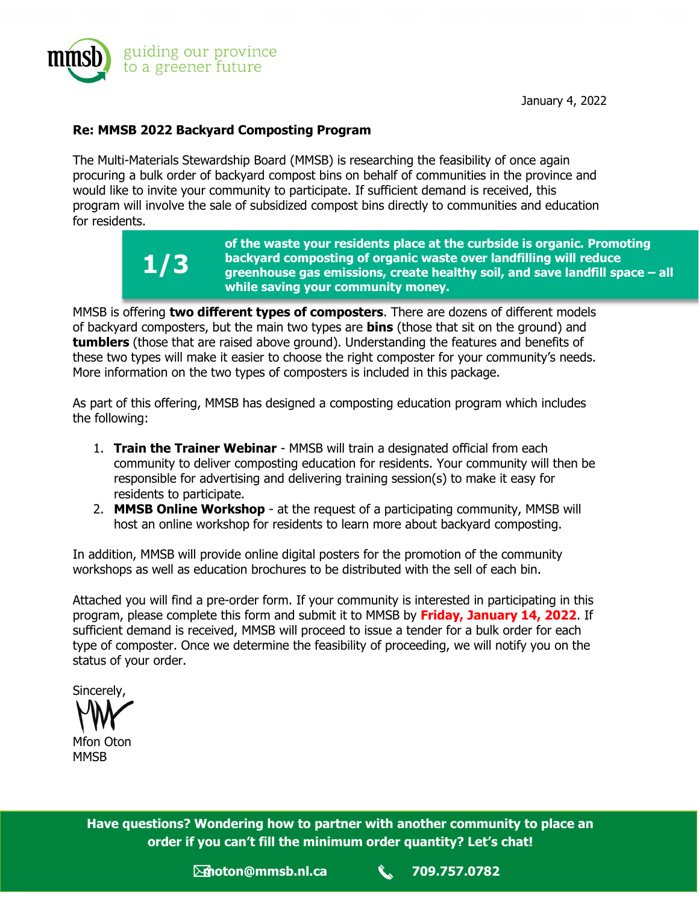guiding our province to a greener future

January 4, 2022

**Re: MMSB 2022 Backyard Composting Program**

The Multi-Materials Stewardship Board (MMSB) is researching the feasibility of once again procuring a bulk order of backyard compost bins on behalf of communities in the province and would like to invite your community to participate. If sufficient demand is received, this program will involve the sale of subsidized compost bins directly to communities and education for residents.

> **1/3** **of the waste your residents place at the curbside is organic. Promoting backyard composting of organic waste over landfilling will reduce greenhouse gas emissions, create healthy soil, and save landfill space – all while saving your community money.**

MMSB is offering **two different types of composters**. There are dozens of different models of backyard composters, but the main two types are **bins** (those that sit on the ground) and **tumblers** (those that are raised above ground). Understanding the features and benefits of these two types will make it easier to choose the right composter for your community's needs. More information on the two types of composters is included in this package.

As part of this offering, MMSB has designed a composting education program which includes the following:

1. **Train the Trainer Webinar** - MMSB will train a designated official from each community to deliver composting education for residents. Your community will then be responsible for advertising and delivering training session(s) to make it easy for residents to participate.
2. **MMSB Online Workshop** - at the request of a participating community, MMSB will host an online workshop for residents to learn more about backyard composting.

In addition, MMSB will provide online digital posters for the promotion of the community workshops as well as education brochures to be distributed with the sell of each bin.

Attached you will find a pre-order form. If your community is interested in participating in this program, please complete this form and submit it to MMSB by **Friday, January 14, 2022**. If sufficient demand is received, MMSB will proceed to issue a tender for a bulk order for each type of composter. Once we determine the feasibility of proceeding, we will notify you on the status of your order.

Sincerely,

Mfon Oton
MMSB

**Have questions? Wondering how to partner with another community to place an order if you can't fill the minimum order quantity? Let's chat!**

**moton@mmsb.nl.ca** **709.757.0782**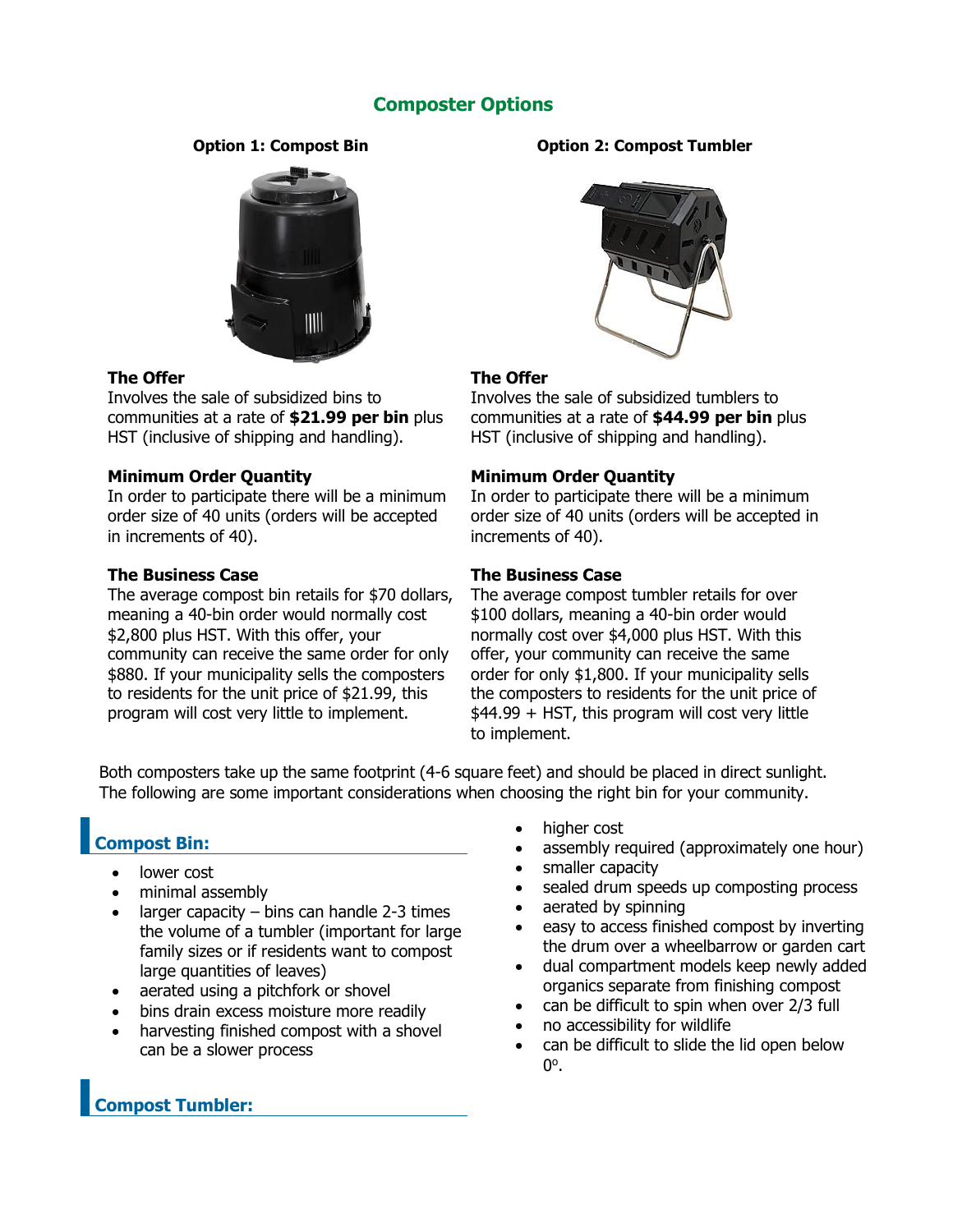# Composter Options

## Option 1: Compost Bin

### The Offer

Involves the sale of subsidized bins to communities at a rate of **$21.99 per bin** plus HST (inclusive of shipping and handling).

### Minimum Order Quantity

In order to participate there will be a minimum order size of 40 units (orders will be accepted in increments of 40).

### The Business Case

The average compost bin retails for $70 dollars, meaning a 40-bin order would normally cost $2,800 plus HST. With this offer, your community can receive the same order for only $880. If your municipality sells the composters to residents for the unit price of $21.99, this program will cost very little to implement.

## Option 2: Compost Tumbler

### The Offer

Involves the sale of subsidized tumblers to communities at a rate of **$44.99 per bin** plus HST (inclusive of shipping and handling).

### Minimum Order Quantity

In order to participate there will be a minimum order size of 40 units (orders will be accepted in increments of 40).

### The Business Case

The average compost tumbler retails for over $100 dollars, meaning a 40-bin order would normally cost over $4,000 plus HST. With this offer, your community can receive the same order for only $1,800. If your municipality sells the composters to residents for the unit price of $44.99 + HST, this program will cost very little to implement.

Both composters take up the same footprint (4-6 square feet) and should be placed in direct sunlight. The following are some important considerations when choosing the right bin for your community.

## Compost Bin:

- lower cost
- minimal assembly
- larger capacity – bins can handle 2-3 times the volume of a tumbler (important for large family sizes or if residents want to compost large quantities of leaves)
- aerated using a pitchfork or shovel
- bins drain excess moisture more readily
- harvesting finished compost with a shovel can be a slower process

## Compost Tumbler:

- higher cost
- assembly required (approximately one hour)
- smaller capacity
- sealed drum speeds up composting process
- aerated by spinning
- easy to access finished compost by inverting the drum over a wheelbarrow or garden cart
- dual compartment models keep newly added organics separate from finishing compost
- can be difficult to spin when over 2/3 full
- no accessibility for wildlife
- can be difficult to slide the lid open below 0°.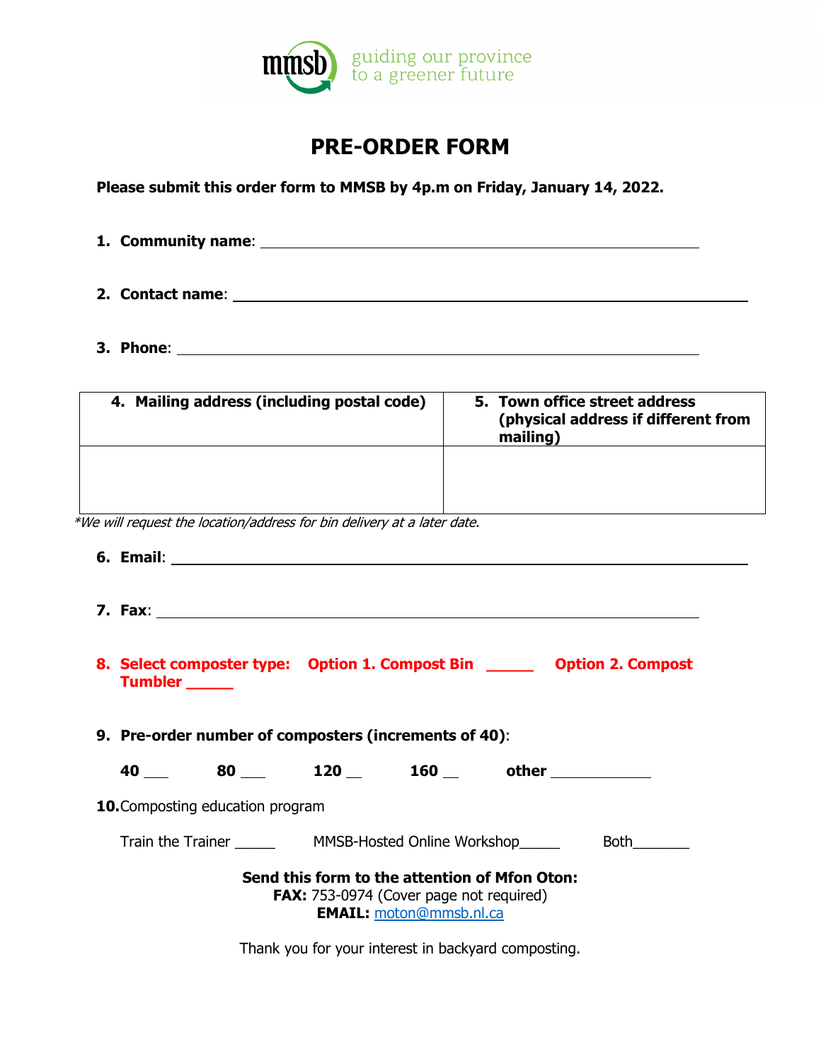mmsb guiding our province to a greener future

# PRE-ORDER FORM

**Please submit this order form to MMSB by 4p.m on Friday, January 14, 2022.**

1. **Community name**: ______________________________

2. **Contact name**: ______________________________

3. **Phone**: ______________________________

| 4. Mailing address (including postal code) | 5. Town office street address (physical address if different from mailing) |
|---|---|
| | |

*\*We will request the location/address for bin delivery at a later date.*

6. **Email**: ______________________________

7. **Fax**: ______________________________

8. **Select composter type: Option 1. Compost Bin _____ Option 2. Compost Tumbler _____**

9. **Pre-order number of composters (increments of 40)**:

   **40** ___ **80** ___ **120** __ **160** __ **other** ___________

10. Composting education program

    Train the Trainer _____ MMSB-Hosted Online Workshop_____ Both_______

**Send this form to the attention of Mfon Oton:**
**FAX:** 753-0974 (Cover page not required)
**EMAIL:** moton@mmsb.nl.ca

Thank you for your interest in backyard composting.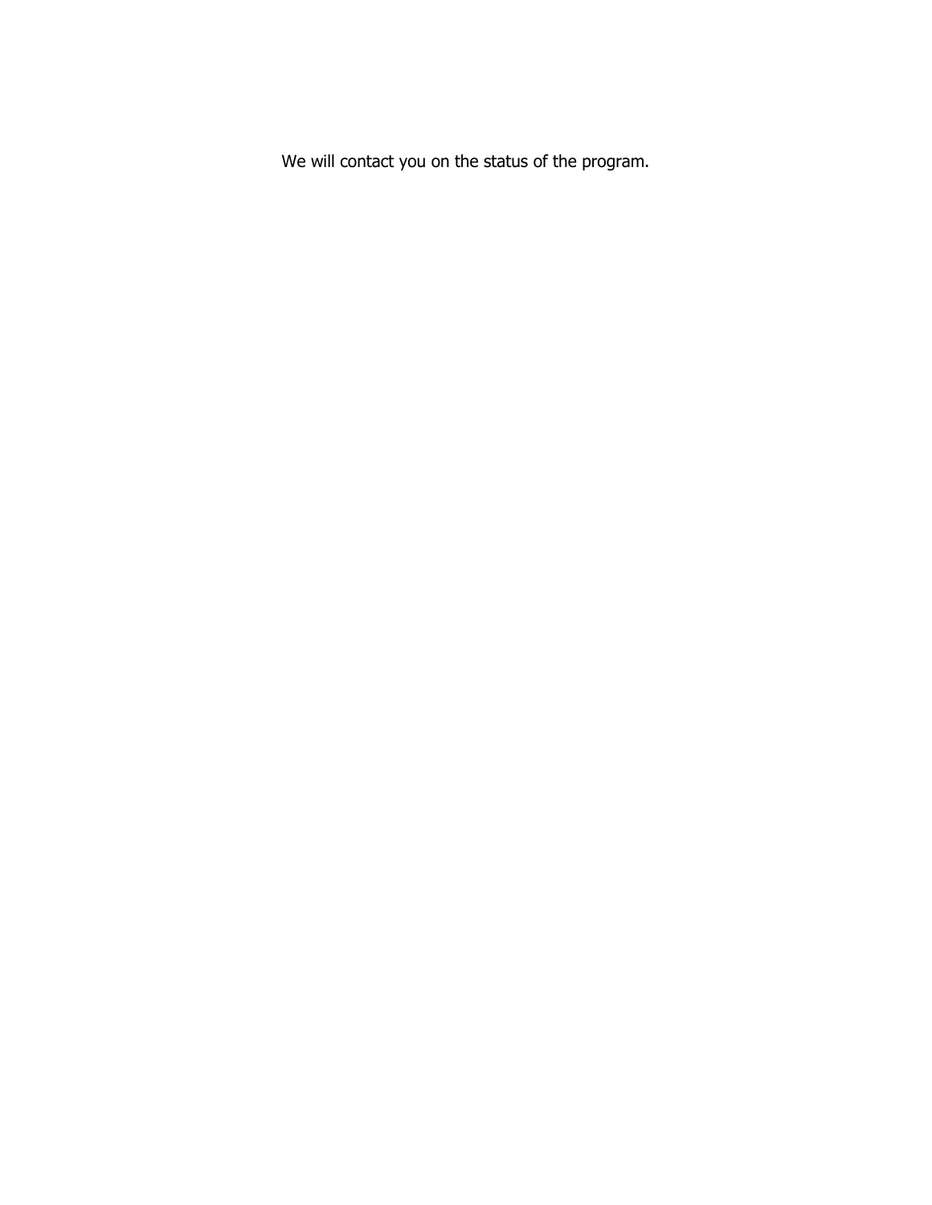We will contact you on the status of the program.